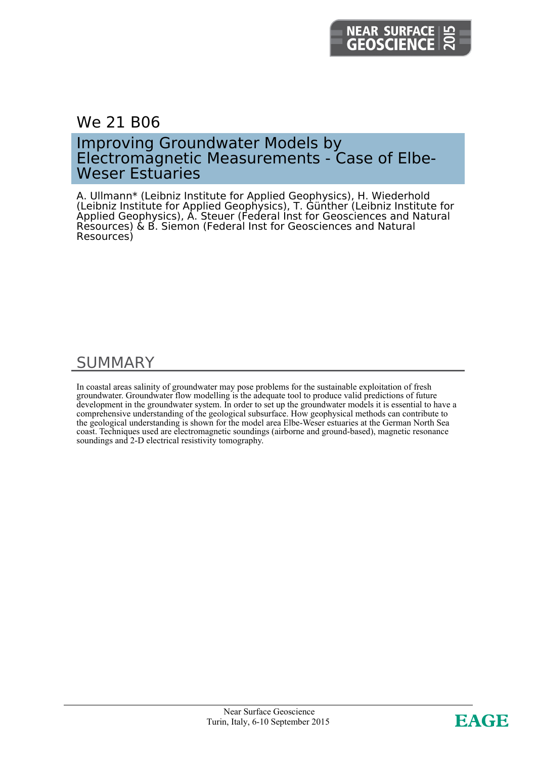We 21 B06

# Improving Groundwater Models by Electromagnetic Measurements - Case of Elbe-Weser Estuaries

A. Ullmann* (Leibniz Institute for Applied Geophysics), H. Wiederhold (Leibniz Institute for Applied Geophysics), T. Günther (Leibniz Institute for Applied Geophysics), A. Steuer (Federal Inst for Geosciences and Natural Resources) & B. Siemon (Federal Inst for Geosciences and Natural Resources)

## SUMMARY

In coastal areas salinity of groundwater may pose problems for the sustainable exploitation of fresh groundwater. Groundwater flow modelling is the adequate tool to produce valid predictions of future development in the groundwater system. In order to set up the groundwater models it is essential to have a comprehensive understanding of the geological subsurface. How geophysical methods can contribute to the geological understanding is shown for the model area Elbe-Weser estuaries at the German North Sea coast. Techniques used are electromagnetic soundings (airborne and ground-based), magnetic resonance soundings and 2-D electrical resistivity tomography.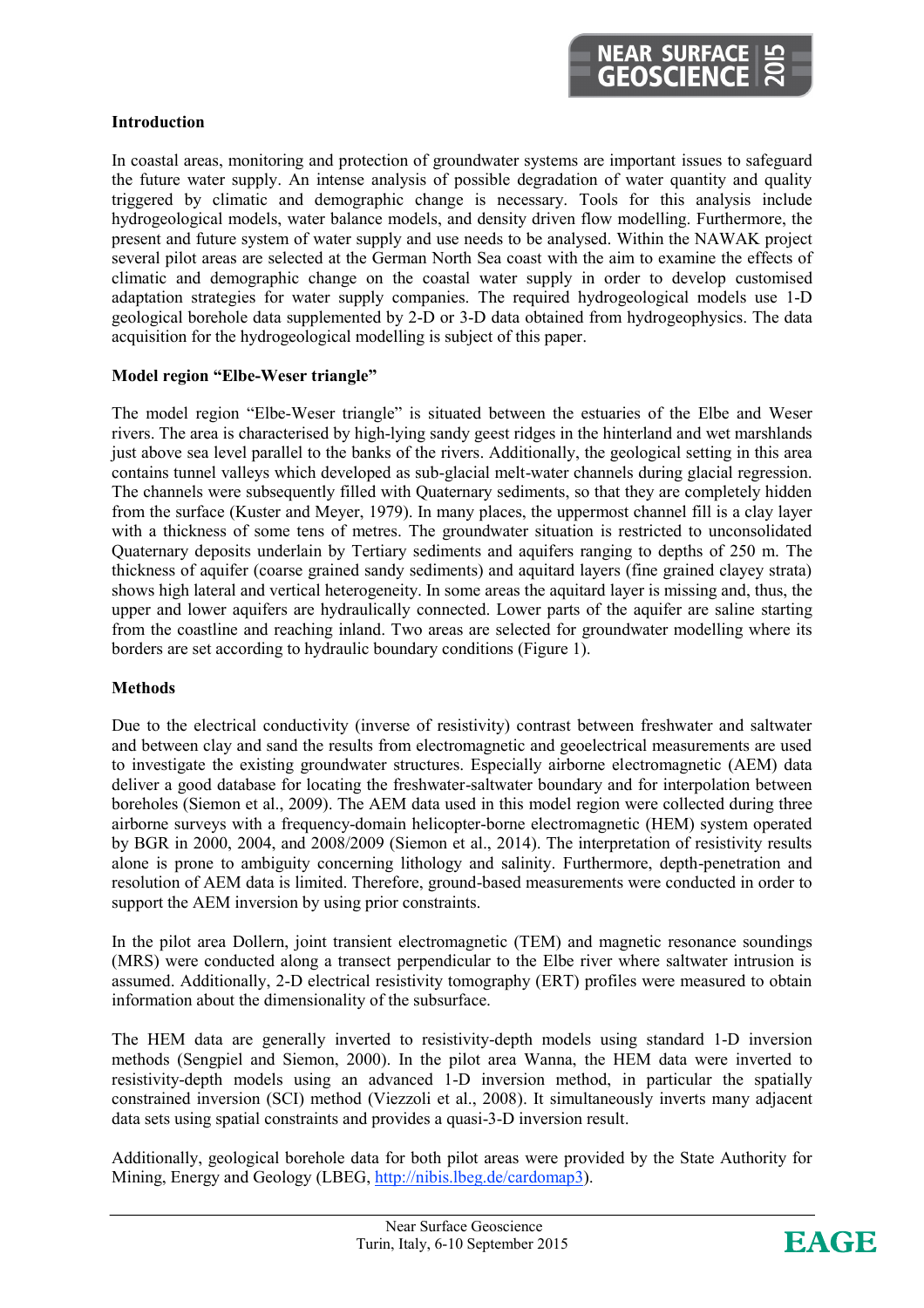## Introduction

In coastal areas, monitoring and protection of groundwater systems are important issues to safeguard the future water supply. An intense analysis of possible degradation of water quantity and quality triggered by climatic and demographic change is necessary. Tools for this analysis include hydrogeological models, water balance models, and density driven flow modelling. Furthermore, the present and future system of water supply and use needs to be analysed. Within the NAWAK project several pilot areas are selected at the German North Sea coast with the aim to examine the effects of climatic and demographic change on the coastal water supply in order to develop customised adaptation strategies for water supply companies. The required hydrogeological models use 1-D geological borehole data supplemented by 2-D or 3-D data obtained from hydrogeophysics. The data acquisition for the hydrogeological modelling is subject of this paper.

## Model region "Elbe-Weser triangle"

The model region "Elbe-Weser triangle" is situated between the estuaries of the Elbe and Weser rivers. The area is characterised by high-lying sandy geest ridges in the hinterland and wet marshlands just above sea level parallel to the banks of the rivers. Additionally, the geological setting in this area contains tunnel valleys which developed as sub-glacial melt-water channels during glacial regression. The channels were subsequently filled with Quaternary sediments, so that they are completely hidden from the surface (Kuster and Meyer, 1979). In many places, the uppermost channel fill is a clay layer with a thickness of some tens of metres. The groundwater situation is restricted to unconsolidated Quaternary deposits underlain by Tertiary sediments and aquifers ranging to depths of 250 m. The thickness of aquifer (coarse grained sandy sediments) and aquitard layers (fine grained clayey strata) shows high lateral and vertical heterogeneity. In some areas the aquitard layer is missing and, thus, the upper and lower aquifers are hydraulically connected. Lower parts of the aquifer are saline starting from the coastline and reaching inland. Two areas are selected for groundwater modelling where its borders are set according to hydraulic boundary conditions (Figure 1).

## Methods

Due to the electrical conductivity (inverse of resistivity) contrast between freshwater and saltwater and between clay and sand the results from electromagnetic and geoelectrical measurements are used to investigate the existing groundwater structures. Especially airborne electromagnetic (AEM) data deliver a good database for locating the freshwater-saltwater boundary and for interpolation between boreholes (Siemon et al., 2009). The AEM data used in this model region were collected during three airborne surveys with a frequency-domain helicopter-borne electromagnetic (HEM) system operated by BGR in 2000, 2004, and 2008/2009 (Siemon et al., 2014). The interpretation of resistivity results alone is prone to ambiguity concerning lithology and salinity. Furthermore, depth-penetration and resolution of AEM data is limited. Therefore, ground-based measurements were conducted in order to support the AEM inversion by using prior constraints.

In the pilot area Dollern, joint transient electromagnetic (TEM) and magnetic resonance soundings (MRS) were conducted along a transect perpendicular to the Elbe river where saltwater intrusion is assumed. Additionally, 2-D electrical resistivity tomography (ERT) profiles were measured to obtain information about the dimensionality of the subsurface.

The HEM data are generally inverted to resistivity-depth models using standard 1-D inversion methods (Sengpiel and Siemon, 2000). In the pilot area Wanna, the HEM data were inverted to resistivity-depth models using an advanced 1-D inversion method, in particular the spatially constrained inversion (SCI) method (Viezzoli et al., 2008). It simultaneously inverts many adjacent data sets using spatial constraints and provides a quasi-3-D inversion result.

Additionally, geological borehole data for both pilot areas were provided by the State Authority for Mining, Energy and Geology (LBEG, http://nibis.lbeg.de/cardomap3).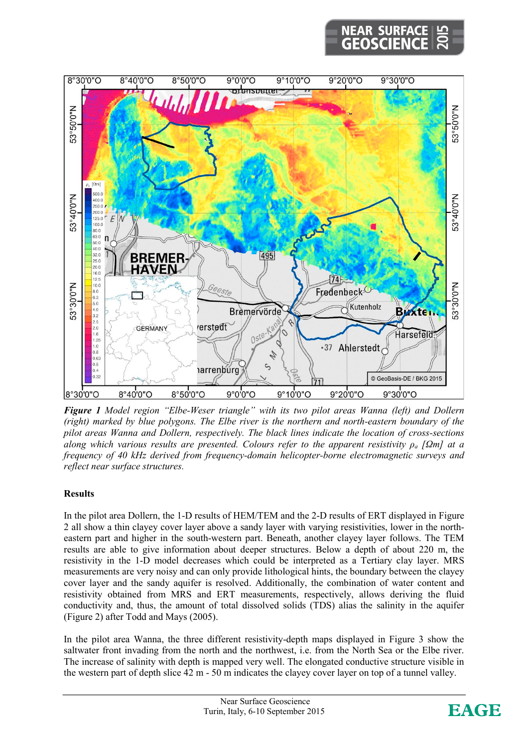**Figure 1** *Model region "Elbe-Weser triangle" with its two pilot areas Wanna (left) and Dollern (right) marked by blue polygons. The Elbe river is the northern and north-eastern boundary of the pilot areas Wanna and Dollern, respectively. The black lines indicate the location of cross-sections along which various results are presented. Colours refer to the apparent resistivity $\rho_a$ [Ωm] at a frequency of 40 kHz derived from frequency-domain helicopter-borne electromagnetic surveys and reflect near surface structures.*

## Results

In the pilot area Dollern, the 1-D results of HEM/TEM and the 2-D results of ERT displayed in Figure 2 all show a thin clayey cover layer above a sandy layer with varying resistivities, lower in the north-eastern part and higher in the south-western part. Beneath, another clayey layer follows. The TEM results are able to give information about deeper structures. Below a depth of about 220 m, the resistivity in the 1-D model decreases which could be interpreted as a Tertiary clay layer. MRS measurements are very noisy and can only provide lithological hints, the boundary between the clayey cover layer and the sandy aquifer is resolved. Additionally, the combination of water content and resistivity obtained from MRS and ERT measurements, respectively, allows deriving the fluid conductivity and, thus, the amount of total dissolved solids (TDS) alias the salinity in the aquifer (Figure 2) after Todd and Mays (2005).

In the pilot area Wanna, the three different resistivity-depth maps displayed in Figure 3 show the saltwater front invading from the north and the northwest, i.e. from the North Sea or the Elbe river. The increase of salinity with depth is mapped very well. The elongated conductive structure visible in the western part of depth slice 42 m - 50 m indicates the clayey cover layer on top of a tunnel valley.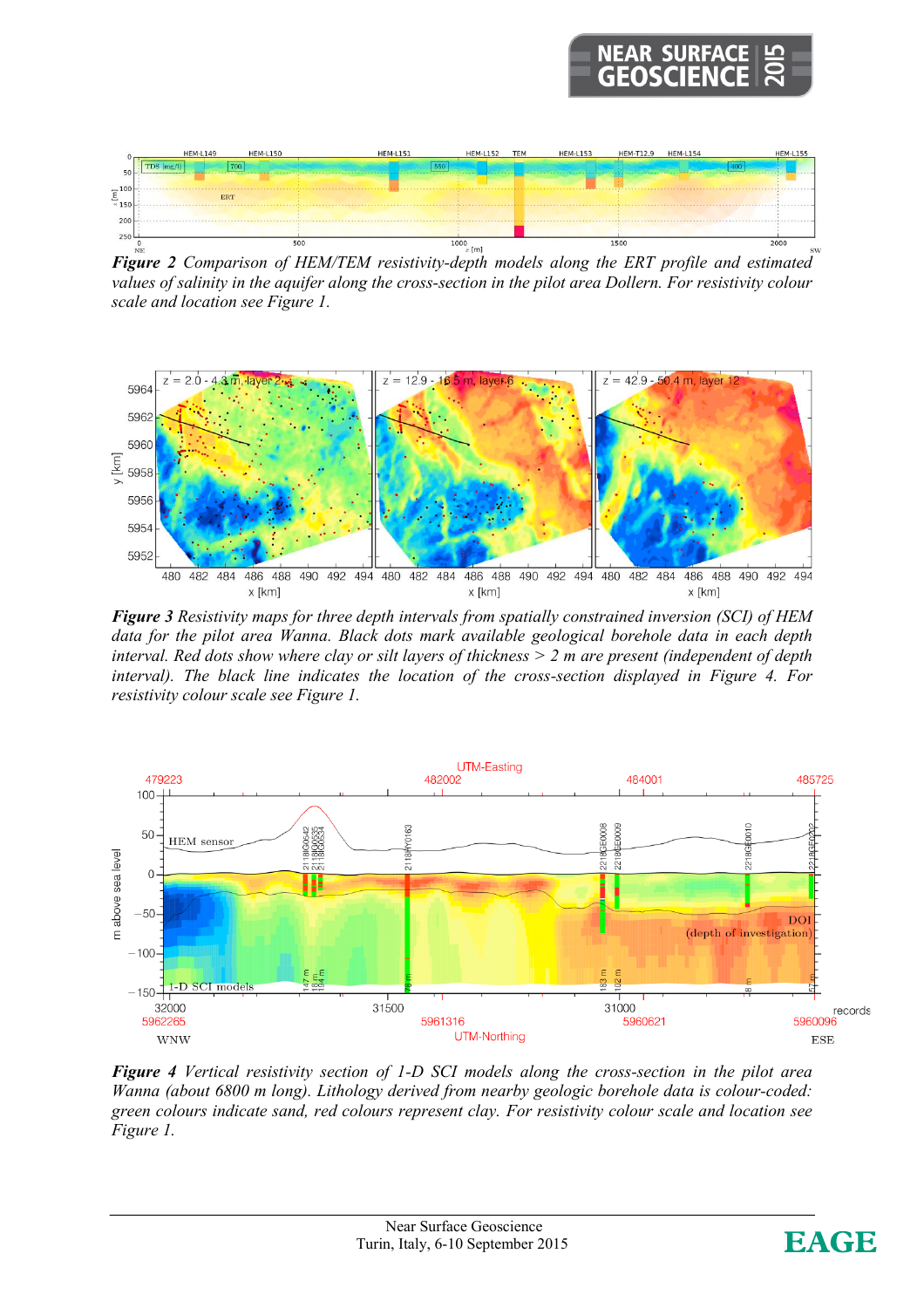***Figure 2*** *Comparison of HEM/TEM resistivity-depth models along the ERT profile and estimated values of salinity in the aquifer along the cross-section in the pilot area Dollern. For resistivity colour scale and location see Figure 1.*

***Figure 3*** *Resistivity maps for three depth intervals from spatially constrained inversion (SCI) of HEM data for the pilot area Wanna. Black dots mark available geological borehole data in each depth interval. Red dots show where clay or silt layers of thickness > 2 m are present (independent of depth interval). The black line indicates the location of the cross-section displayed in Figure 4. For resistivity colour scale see Figure 1.*

***Figure 4*** *Vertical resistivity section of 1-D SCI models along the cross-section in the pilot area Wanna (about 6800 m long). Lithology derived from nearby geologic borehole data is colour-coded: green colours indicate sand, red colours represent clay. For resistivity colour scale and location see Figure 1.*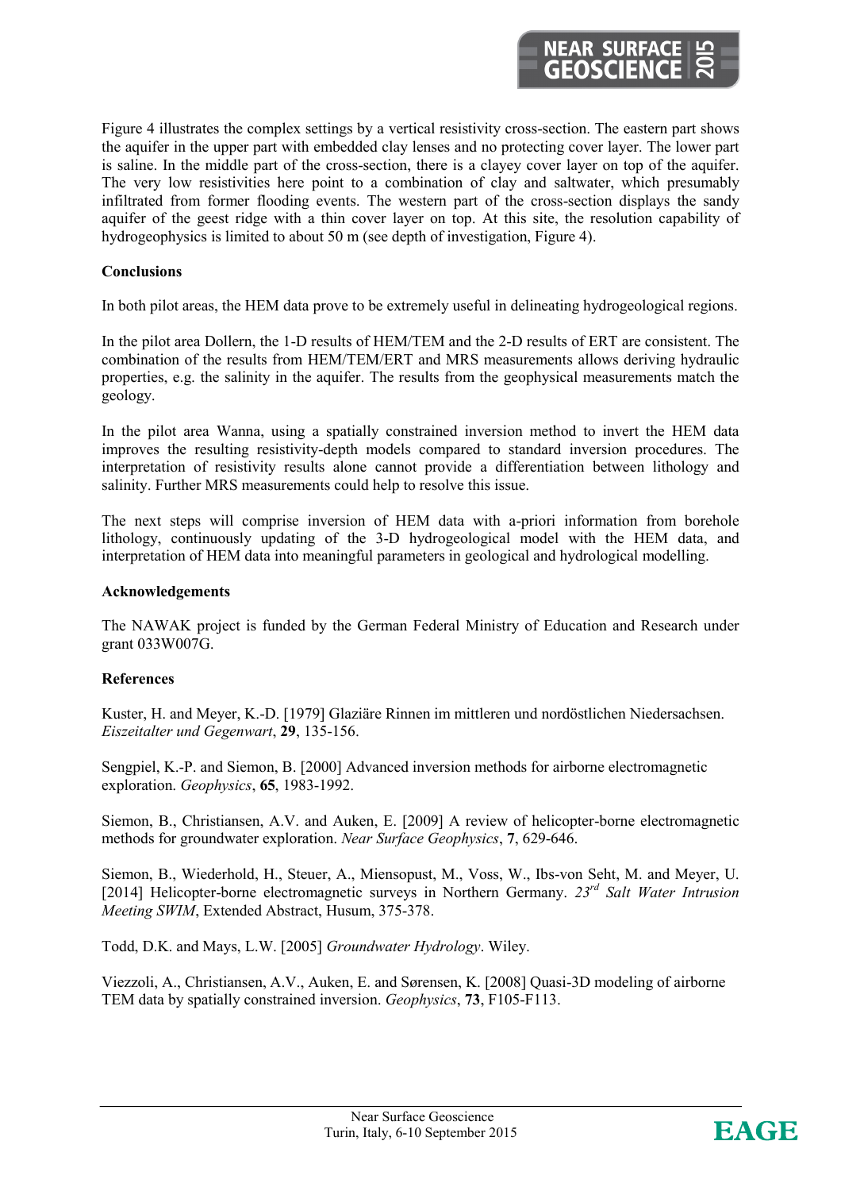Figure 4 illustrates the complex settings by a vertical resistivity cross-section. The eastern part shows the aquifer in the upper part with embedded clay lenses and no protecting cover layer. The lower part is saline. In the middle part of the cross-section, there is a clayey cover layer on top of the aquifer. The very low resistivities here point to a combination of clay and saltwater, which presumably infiltrated from former flooding events. The western part of the cross-section displays the sandy aquifer of the geest ridge with a thin cover layer on top. At this site, the resolution capability of hydrogeophysics is limited to about 50 m (see depth of investigation, Figure 4).

## Conclusions

In both pilot areas, the HEM data prove to be extremely useful in delineating hydrogeological regions.

In the pilot area Dollern, the 1-D results of HEM/TEM and the 2-D results of ERT are consistent. The combination of the results from HEM/TEM/ERT and MRS measurements allows deriving hydraulic properties, e.g. the salinity in the aquifer. The results from the geophysical measurements match the geology.

In the pilot area Wanna, using a spatially constrained inversion method to invert the HEM data improves the resulting resistivity-depth models compared to standard inversion procedures. The interpretation of resistivity results alone cannot provide a differentiation between lithology and salinity. Further MRS measurements could help to resolve this issue.

The next steps will comprise inversion of HEM data with a-priori information from borehole lithology, continuously updating of the 3-D hydrogeological model with the HEM data, and interpretation of HEM data into meaningful parameters in geological and hydrological modelling.

## Acknowledgements

The NAWAK project is funded by the German Federal Ministry of Education and Research under grant 033W007G.

## References

Kuster, H. and Meyer, K.-D. [1979] Glaziäre Rinnen im mittleren und nordöstlichen Niedersachsen. *Eiszeitalter und Gegenwart*, **29**, 135-156.

Sengpiel, K.-P. and Siemon, B. [2000] Advanced inversion methods for airborne electromagnetic exploration. *Geophysics*, **65**, 1983-1992.

Siemon, B., Christiansen, A.V. and Auken, E. [2009] A review of helicopter-borne electromagnetic methods for groundwater exploration. *Near Surface Geophysics*, **7**, 629-646.

Siemon, B., Wiederhold, H., Steuer, A., Miensopust, M., Voss, W., Ibs-von Seht, M. and Meyer, U. [2014] Helicopter-borne electromagnetic surveys in Northern Germany. *23rd Salt Water Intrusion Meeting SWIM*, Extended Abstract, Husum, 375-378.

Todd, D.K. and Mays, L.W. [2005] *Groundwater Hydrology*. Wiley.

Viezzoli, A., Christiansen, A.V., Auken, E. and Sørensen, K. [2008] Quasi-3D modeling of airborne TEM data by spatially constrained inversion. *Geophysics*, **73**, F105-F113.